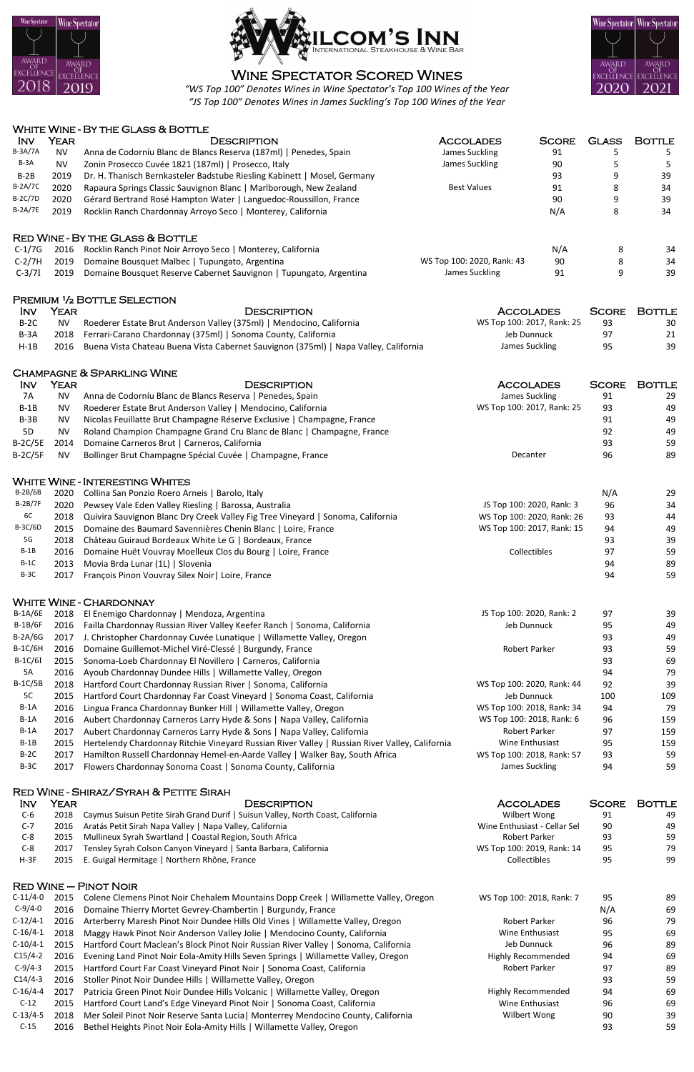# Wilcom's Inn

International Steakhouse & Wine Bar

Wine Spectator Award of Excellence 2018 | 2019 | 2020 | 2021

## Wine Spectator Scored Wines

*"WS Top 100" Denotes Wines in Wine Spectator's Top 100 Wines of the Year*

*"JS Top 100" Denotes Wines in James Suckling's Top 100 Wines of the Year*

### White Wine - By the Glass & Bottle

| Inv | Year | Description | Accolades | Score | Glass | Bottle |
|---|---|---|---|---|---|---|
| B-3A/7A | NV | Anna de Codorníu Blanc de Blancs Reserva (187ml) \| Penedes, Spain | James Suckling | 91 | 5 | 5 |
| B-3A | NV | Zonin Prosecco Cuvée 1821 (187ml) \| Prosecco, Italy | James Suckling | 90 | 5 | 5 |
| B-2B | 2019 | Dr. H. Thanisch Bernkasteler Badstube Riesling Kabinett \| Mosel, Germany | | 93 | 9 | 39 |
| B-2A/7C | 2020 | Rapaura Springs Classic Sauvignon Blanc \| Marlborough, New Zealand | Best Values | 91 | 8 | 34 |
| B-2C/7D | 2020 | Gérard Bertrand Rosé Hampton Water \| Languedoc-Roussillon, France | | 90 | 9 | 39 |
| B-2A/7E | 2019 | Rocklin Ranch Chardonnay Arroyo Seco \| Monterey, California | | N/A | 8 | 34 |

### Red Wine - By the Glass & Bottle

| Inv | Year | Description | Accolades | Score | Glass | Bottle |
|---|---|---|---|---|---|---|
| C-1/7G | 2016 | Rocklin Ranch Pinot Noir Arroyo Seco \| Monterey, California | | N/A | 8 | 34 |
| C-2/7H | 2019 | Domaine Bousquet Malbec \| Tupungato, Argentina | WS Top 100: 2020, Rank: 43 | 90 | 8 | 34 |
| C-3/7I | 2019 | Domaine Bousquet Reserve Cabernet Sauvignon \| Tupungato, Argentina | James Suckling | 91 | 9 | 39 |

### Premium ½ Bottle Selection

| Inv | Year | Description | Accolades | Score | Bottle |
|---|---|---|---|---|---|
| B-2C | NV | Roederer Estate Brut Anderson Valley (375ml) \| Mendocino, California | WS Top 100: 2017, Rank: 25 | 93 | 30 |
| B-3A | 2018 | Ferrari-Carano Chardonnay (375ml) \| Sonoma County, California | Jeb Dunnuck | 97 | 21 |
| H-1B | 2016 | Buena Vista Chateau Buena Vista Cabernet Sauvignon (375ml) \| Napa Valley, California | James Suckling | 95 | 39 |

### Champagne & Sparkling Wine

| Inv | Year | Description | Accolades | Score | Bottle |
|---|---|---|---|---|---|
| 7A | NV | Anna de Codorníu Blanc de Blancs Reserva \| Penedes, Spain | James Suckling | 91 | 29 |
| B-1B | NV | Roederer Estate Brut Anderson Valley \| Mendocino, California | WS Top 100: 2017, Rank: 25 | 93 | 49 |
| B-3B | NV | Nicolas Feuillatte Brut Champagne Réserve Exclusive \| Champagne, France | | 91 | 49 |
| 5D | NV | Roland Champion Champagne Grand Cru Blanc de Blanc \| Champagne, France | | 92 | 49 |
| B-2C/5E | 2014 | Domaine Carneros Brut \| Carneros, California | | 93 | 59 |
| B-2C/5F | NV | Bollinger Brut Champagne Spécial Cuvée \| Champagne, France | Decanter | 96 | 89 |

### White Wine - Interesting Whites

| Inv | Year | Description | Accolades | Score | Bottle |
|---|---|---|---|---|---|
| B-2B/6B | 2020 | Collina San Ponzio Roero Arneis \| Barolo, Italy | | N/A | 29 |
| B-2B/7F | 2020 | Pewsey Vale Eden Valley Riesling \| Barossa, Australia | JS Top 100: 2020, Rank: 3 | 96 | 34 |
| 6C | 2018 | Quivira Sauvignon Blanc Dry Creek Valley Fig Tree Vineyard \| Sonoma, California | WS Top 100: 2020, Rank: 26 | 93 | 44 |
| B-3C/6D | 2015 | Domaine des Baumard Savennières Chenin Blanc \| Loire, France | WS Top 100: 2017, Rank: 15 | 94 | 49 |
| 5G | 2018 | Château Guiraud Bordeaux White Le G \| Bordeaux, France | | 93 | 39 |
| B-1B | 2016 | Domaine Huët Vouvray Moelleux Clos du Bourg \| Loire, France | Collectibles | 97 | 59 |
| B-1C | 2013 | Movia Brda Lunar (1L) \| Slovenia | | 94 | 89 |
| B-3C | 2017 | François Pinon Vouvray Silex Noir\| Loire, France | | 94 | 59 |

### White Wine - Chardonnay

| Inv | Year | Description | Accolades | Score | Bottle |
|---|---|---|---|---|---|
| B-1A/6E | 2018 | El Enemigo Chardonnay \| Mendoza, Argentina | JS Top 100: 2020, Rank: 2 | 97 | 39 |
| B-1B/6F | 2016 | Failla Chardonnay Russian River Valley Keefer Ranch \| Sonoma, California | Jeb Dunnuck | 95 | 49 |
| B-2A/6G | 2017 | J. Christopher Chardonnay Cuvée Lunatique \| Willamette Valley, Oregon | | 93 | 49 |
| B-1C/6H | 2016 | Domaine Guillemot-Michel Viré-Clessé \| Burgundy, France | Robert Parker | 93 | 59 |
| B-1C/6I | 2015 | Sonoma-Loeb Chardonnay El Novillero \| Carneros, California | | 93 | 69 |
| 5A | 2016 | Ayoub Chardonnay Dundee Hills \| Willamette Valley, Oregon | | 94 | 79 |
| B-1C/5B | 2018 | Hartford Court Chardonnay Russian River \| Sonoma, California | WS Top 100: 2020, Rank: 44 | 92 | 39 |
| 5C | 2015 | Hartford Court Chardonnay Far Coast Vineyard \| Sonoma Coast, California | Jeb Dunnuck | 100 | 109 |
| B-1A | 2016 | Lingua Franca Chardonnay Bunker Hill \| Willamette Valley, Oregon | WS Top 100: 2018, Rank: 34 | 94 | 79 |
| B-1A | 2016 | Aubert Chardonnay Carneros Larry Hyde & Sons \| Napa Valley, California | WS Top 100: 2018, Rank: 6 | 96 | 159 |
| B-1A | 2017 | Aubert Chardonnay Carneros Larry Hyde & Sons \| Napa Valley, California | Robert Parker | 97 | 159 |
| B-1B | 2015 | Hertelendy Chardonnay Ritchie Vineyard Russian River Valley \| Russian River Valley, California | Wine Enthusiast | 95 | 159 |
| B-2C | 2017 | Hamilton Russell Chardonnay Hemel-en-Aarde Valley \| Walker Bay, South Africa | WS Top 100: 2018, Rank: 57 | 93 | 59 |
| B-3C | 2017 | Flowers Chardonnay Sonoma Coast \| Sonoma County, California | James Suckling | 94 | 59 |

### Red Wine - Shiraz/Syrah & Petite Sirah

| Inv | Year | Description | Accolades | Score | Bottle |
|---|---|---|---|---|---|
| C-6 | 2018 | Caymus Suisun Petite Sirah Grand Durif \| Suisun Valley, North Coast, California | Wilbert Wong | 91 | 49 |
| C-7 | 2016 | Aratás Petit Sirah Napa Valley \| Napa Valley, California | Wine Enthusiast - Cellar Sel | 90 | 49 |
| C-8 | 2015 | Mullineux Syrah Swartland \| Coastal Region, South Africa | Robert Parker | 93 | 59 |
| C-8 | 2017 | Tensley Syrah Colson Canyon Vineyard \| Santa Barbara, California | WS Top 100: 2019, Rank: 14 | 95 | 79 |
| H-3F | 2015 | E. Guigal Hermitage \| Northern Rhône, France | Collectibles | 95 | 99 |

### Red Wine – Pinot Noir

| Inv | Year | Description | Accolades | Score | Bottle |
|---|---|---|---|---|---|
| C-11/4-0 | 2015 | Colene Clemens Pinot Noir Chehalem Mountains Dopp Creek \| Willamette Valley, Oregon | WS Top 100: 2018, Rank: 7 | 95 | 89 |
| C-9/4-0 | 2016 | Domaine Thierry Mortet Gevrey-Chambertin \| Burgundy, France | | N/A | 69 |
| C-12/4-1 | 2016 | Arterberry Maresh Pinot Noir Dundee Hills Old Vines \| Willamette Valley, Oregon | Robert Parker | 96 | 79 |
| C-16/4-1 | 2018 | Maggy Hawk Pinot Noir Anderson Valley Jolie \| Mendocino County, California | Wine Enthusiast | 95 | 69 |
| C-10/4-1 | 2015 | Hartford Court Maclean's Block Pinot Noir Russian River \| Sonoma, California | Jeb Dunnuck | 96 | 89 |
| C15/4-2 | 2016 | Evening Land Pinot Noir Eola-Amity Hills Seven Springs \| Willamette Valley, Oregon | Highly Recommended | 94 | 69 |
| C-9/4-3 | 2015 | Hartford Court Far Coast Vineyard Pinot Noir \| Sonoma Coast, California | Robert Parker | 97 | 89 |
| C14/4-3 | 2016 | Stoller Pinot Noir Dundee Hills \| Willamette Valley, Oregon | | 93 | 59 |
| C-16/4-4 | 2017 | Patricia Green Pinot Noir Dundee Hills Volcanic \| Willamette Valley, Oregon | Highly Recommended | 94 | 69 |
| C-12 | 2015 | Hartford Court Land's Edge Vineyard Pinot Noir \| Sonoma Coast, California | Wine Enthusiast | 96 | 69 |
| C-13/4-5 | 2018 | Mer Soleil Pinot Noir Reserve Santa Lucia\| Monterrey Mendocino County, California | Wilbert Wong | 90 | 39 |
| C-15 | 2016 | Bethel Heights Pinot Noir Eola-Amity Hills \| Willamette Valley, Oregon | | 93 | 59 |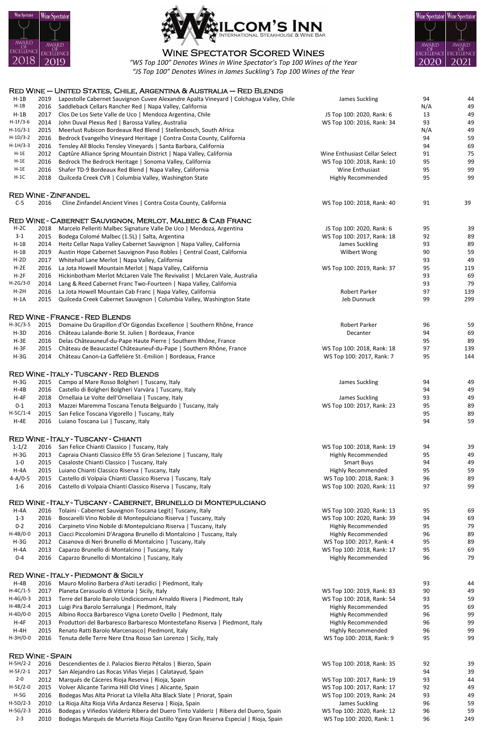# Wilcom's Inn

International Steakhouse & Wine Bar

Wine Spectator Award of Excellence 2018 · 2019 · 2020 · 2021

## Wine Spectator Scored Wines

*"WS Top 100" Denotes Wines in Wine Spectator's Top 100 Wines of the Year*

*"JS Top 100" Denotes Wines in James Suckling's Top 100 Wines of the Year*

### Red Wine – United States, Chile, Argentina & Australia – Red Blends

| | | | | | |
|---|---|---|---|---|---|
| H-1B | 2019 | Lapostolle Cabernet Sauvignon Cuvee Alexandre Apalta Vineyard \| Colchagua Valley, Chile | James Suckling | 94 | 44 |
| H-1B | 2016 | Saddleback Cellars Rancher Red \| Napa Valley, California | | N/A | 49 |
| H-1B | 2017 | Clos De Los Siete Valle de Uco \| Mendoza Argentina, Chile | JS Top 100: 2020, Rank: 6 | 13 | 49 |
| H-1F/3-6 | 2014 | John Duval Plexus Red \| Barossa Valley, Australia | WS Top 100: 2016, Rank: 34 | 93 | 49 |
| H-1G/3-1 | 2015 | Meerlust Rubicon Bordeaux Red Blend \| Stellenbosch, South Africa | | N/A | 49 |
| H-1D/3-2 | 2016 | Bedrock Evangelho Vineyard Heritage \| Contra Costa County, California | | 94 | 59 |
| H-1H/3-3 | 2016 | Tensley All Blocks Tensley Vineyards \| Santa Barbara, California | | 94 | 69 |
| H-1E | 2012 | Captûre Alliance Spring Mountain District \| Napa Valley, California | Wine Enthusiast Cellar Select | 91 | 75 |
| H-1E | 2016 | Bedrock The Bedrock Heritage \| Sonoma Valley, California | WS Top 100: 2018, Rank: 10 | 95 | 99 |
| H-1E | 2016 | Shafer TD-9 Bordeaux Red Blend \| Napa Valley, California | Wine Enthusiast | 95 | 99 |
| H-1C | 2018 | Quilceda Creek CVR \| Columbia Valley, Washington State | Highly Recommended | 95 | 99 |

### Red Wine - Zinfandel

| | | | | | |
|---|---|---|---|---|---|
| C-5 | 2016 | Cline Zinfandel Ancient Vines \| Contra Costa County, California | WS Top 100: 2018, Rank: 40 | 91 | 39 |

### Red Wine - Cabernet Sauvignon, Merlot, Malbec & Cab Franc

| | | | | | |
|---|---|---|---|---|---|
| H-2C | 2018 | Marcelo Pelleriti Malbec Signature Valle De Uco \| Mendoza, Argentina | JS Top 100: 2020, Rank: 6 | 95 | 39 |
| 3-1 | 2015 | Bodega Colomé Malbec (1.5L) \| Salta, Argentina | WS Top 100: 2017, Rank: 18 | 92 | 89 |
| H-1B | 2014 | Heitz Cellar Napa Valley Cabernet Sauvignon \| Napa Valley, California | James Suckling | 93 | 89 |
| H-1B | 2019 | Austin Hope Cabernet Sauvignon Paso Robles \| Central Coast, California | Wilbert Wong | 90 | 59 |
| H-2D | 2017 | Whitehall Lane Merlot \| Napa Valley, California | | 93 | 49 |
| H-2E | 2016 | La Jota Howell Mountain Merlot \| Napa Valley, California | WS Top 100: 2019, Rank: 37 | 95 | 119 |
| H-2F | 2016 | Hickinbotham Merlot McLaren Vale The Revivalist \| McLaren Vale, Australia | | 93 | 69 |
| H-2G/3-0 | 2014 | Lang & Reed Cabernet Franc Two-Fourteen \| Napa Valley, California | | 93 | 79 |
| H-2H | 2016 | La Jota Howell Mountain Cab Franc \| Napa Valley, California | Robert Parker | 97 | 139 |
| H-1A | 2015 | Quilceda Creek Cabernet Sauvignon \| Columbia Valley, Washington State | Jeb Dunnuck | 99 | 299 |

### Red Wine - France - Red Blends

| | | | | | |
|---|---|---|---|---|---|
| H-3C/3-5 | 2015 | Domaine Du Grapillon d'Or Gigondas Excellence \| Southern Rhône, France | Robert Parker | 96 | 59 |
| H-3D | 2016 | Château Lalande-Borie St. Julien \| Bordeaux, France | Decanter | 94 | 69 |
| H-3E | 2016 | Delas Châteauneuf-du-Pape Haute Pierre \| Southern Rhône, France | | 95 | 89 |
| H-3F | 2015 | Château de Beaucastel Châteauneuf-du-Pape \| Southern Rhône, France | WS Top 100: 2018, Rank: 18 | 97 | 139 |
| H-3G | 2014 | Château Canon-La Gaffelière St.-Emilion \| Bordeaux, France | WS Top 100: 2017, Rank: 7 | 95 | 144 |

### Red Wine - Italy - Tuscany - Red Blends

| | | | | | |
|---|---|---|---|---|---|
| H-3G | 2015 | Campo al Mare Rosso Bolgheri \| Tuscany, Italy | James Suckling | 94 | 49 |
| H-4B | 2016 | Castello di Bolgheri Bolgheri Varvàra \| Tuscany, Italy | | 94 | 49 |
| H-4F | 2018 | Ornellaia Le Volte dell'Ornellaia \| Tuscany, Italy | James Suckling | 93 | 49 |
| 0-1 | 2013 | Mazzei Maremma Toscana Tenuta Belguardo \| Tuscany, Italy | WS Top 100: 2017, Rank: 23 | 95 | 89 |
| H-5C/1-4 | 2015 | San Felice Toscana Vigorello \| Tuscany, Italy | | 95 | 89 |
| H-4E | 2016 | Luiano Toscana Lui \| Tuscany, Italy | | 94 | 59 |

### Red Wine - Italy - Tuscany - Chianti

| | | | | | |
|---|---|---|---|---|---|
| 1-1/2 | 2016 | San Felice Chianti Classico \| Tuscany, Italy | WS Top 100: 2018, Rank: 19 | 94 | 39 |
| H-3G | 2013 | Capraia Chianti Classico Effe 55 Gran Selezione \| Tuscany, Italy | Highly Recommended | 95 | 49 |
| 1-0 | 2015 | Casaloste Chianti Classico \| Tuscany, Italy | Smart Buys | 94 | 49 |
| H-4A | 2015 | Luiano Chianti Classico Riserva \| Tuscany, Italy | Highly Recommended | 95 | 59 |
| 4-A/0-5 | 2015 | Castello di Volpaia Chianti Classico Riserva \| Tuscany, Italy | WS Top 100: 2018, Rank: 3 | 96 | 89 |
| 1-6 | 2016 | Castello di Volpaia Chianti Classico Riserva \| Tuscany, Italy | WS Top 100: 2020, Rank: 11 | 97 | 99 |

### Red Wine - Italy - Tuscany - Cabernet, Brunello di Montepulciano

| | | | | | |
|---|---|---|---|---|---|
| H-4A | 2016 | Tolaini - Cabernet Sauvignon Toscana Legit\| Tuscany, Italy | WS Top 100: 2020, Rank: 13 | 95 | 69 |
| 1-3 | 2016 | Boscarelli Vino Nobile di Montepulciano Riserva \| Tuscany, Italy | WS Top 100: 2020, Rank: 39 | 94 | 69 |
| 0-2 | 2016 | Carpineto Vino Nobile di Montepulciano Riserva \| Tuscany, Italy | Highly Recommended | 95 | 79 |
| H-4B/0-0 | 2013 | Ciacci Piccolomini D'Aragona Brunello di Montalcino \| Tuscany, Italy | Highly Recommended | 96 | 89 |
| H-3G | 2012 | Casanova di Neri Brunello di Montalcino \| Tuscany, Italy | WS Top 100: 2017, Rank: 4 | 95 | 89 |
| H-4A | 2013 | Caparzo Brunello di Montalcino \| Tuscany, Italy | WS Top 100: 2018, Rank: 17 | 95 | 69 |
| 0-4 | 2016 | Caparzo Brunello di Montalcino \| Tuscany, Italy | Highly Recommended | 96 | 79 |

### Red Wine - Italy - Piedmont & Sicily

| | | | | | |
|---|---|---|---|---|---|
| H-4B | 2016 | Mauro Molino Barbera d'Asti Leradici \| Piedmont, Italy | | 93 | 44 |
| H-4C/1-5 | 2017 | Planeta Cerasuolo di Vittoria \| Sicily, Italy | WS Top 100: 2019, Rank: 83 | 90 | 49 |
| H-4G/0-3 | 2013 | Terre del Barolo Barolo Undicicomuni Arnaldo Rivera \| Piedmont, Italy | WS Top 100: 2018, Rank: 54 | 93 | 59 |
| H-4B/2-4 | 2013 | Luigi Pira Barolo Serralunga \| Piedmont, Italy | Highly Recommended | 95 | 69 |
| H-4D/0-0 | 2015 | Albino Rocca Barbaresco Vigna Loreto Ovello \| Piedmont, Italy | Highly Recommended | 96 | 99 |
| H-4F | 2013 | Produttori del Barbaresco Barbaresco Montestefano Riserva \| Piedmont, Italy | Highly Recommended | 96 | 99 |
| H-4H | 2015 | Renato Ratti Barolo Marcenasco\| Piedmont, Italy | Highly Recommended | 96 | 99 |
| H-3H/0-0 | 2016 | Tenuta delle Terre Nere Etna Rosso San Lorenzo \| Sicily, Italy | WS Top 100: 2018, Rank: 9 | 95 | 99 |

### Red Wine - Spain

| | | | | | |
|---|---|---|---|---|---|
| H-5H/2-2 | 2016 | Descendientes de J. Palacios Bierzo Pétalos \| Bierzo, Spain | WS Top 100: 2018, Rank: 35 | 92 | 39 |
| H-5F/2-1 | 2017 | San Alejandro Las Rocas Viñas Viejas \| Calatayud, Spain | | 94 | 39 |
| 2-0 | 2012 | Marqués de Cáceres Rioja Reserva \| Rioja, Spain | WS Top 100: 2017, Rank: 19 | 93 | 44 |
| H-5E/2-0 | 2015 | Volver Alicante Tarima Hill Old Vines \| Alicante, Spain | WS Top 100: 2017, Rank: 17 | 92 | 49 |
| H-5G | 2016 | Bodegas Mas Alta Priorat La Vilella Alta Black Slate \| Priorat, Spain | WS Top 100: 2019, Rank: 24 | 93 | 49 |
| H-5D/2-3 | 2010 | La Rioja Alta Rioja Viña Ardanza Reserva \| Rioja, Spain | James Suckling | 96 | 59 |
| H-5G/2-3 | 2016 | Bodegas y Viñedos Valderiz Ribera del Duero Tinto Valderiz \| Ribera del Duero, Spain | WS Top 100: 2020, Rank: 12 | 96 | 59 |
| 2-3 | 2010 | Bodegas Marqués de Murrieta Rioja Castillo Ygay Gran Reserva Especial \| Rioja, Spain | WS Top 100: 2020, Rank: 1 | 96 | 249 |